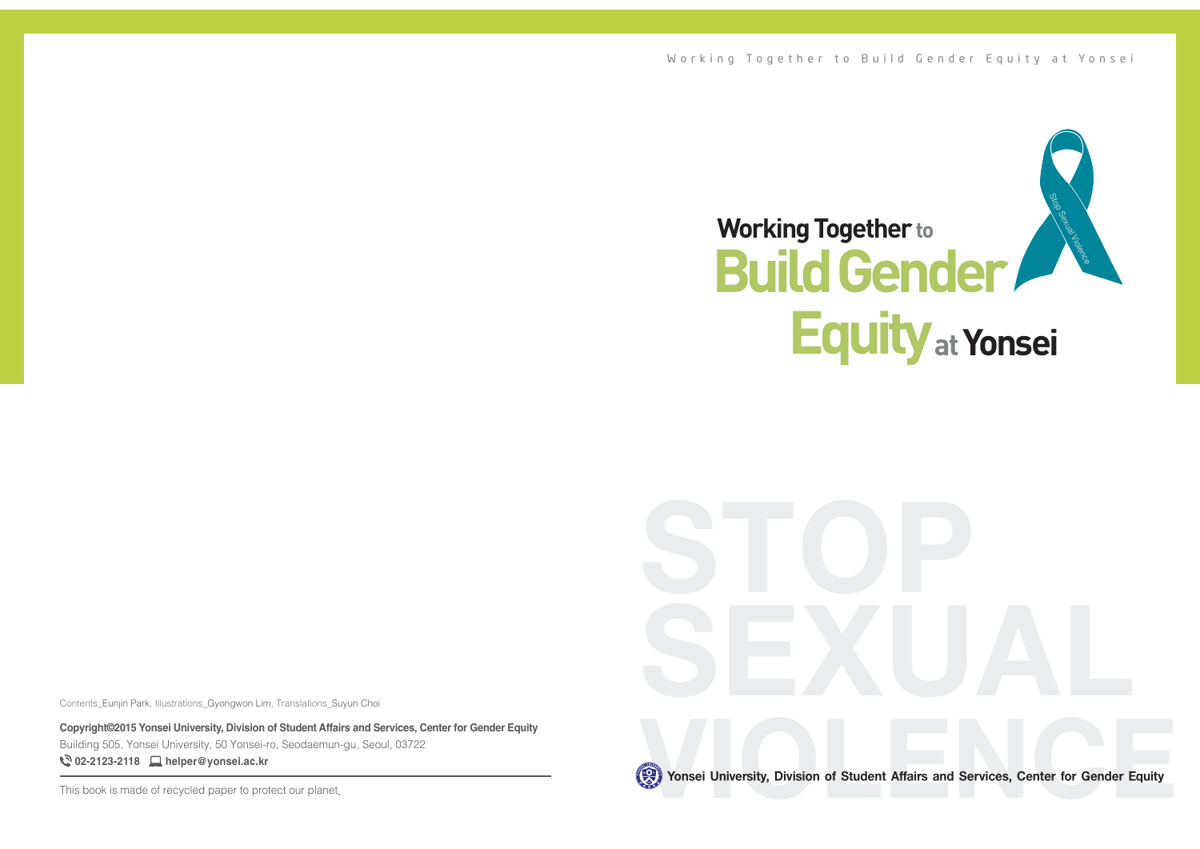Working Together to Build Gender Equity at Yonsei

# Working Together to Build Gender Equity at Yonsei

Stop Sexual Violence

STOP SEXUAL VIOLENCE

Yonsei University, Division of Student Affairs and Services, Center for Gender Equity

Contents_Eunjin Park, Illustrations_Gyongwon Lim, Translations_Suyun Choi

**Copyright©2015 Yonsei University, Division of Student Affairs and Services, Center for Gender Equity**
Building 505, Yonsei University, 50 Yonsei-ro, Seodaemun-gu, Seoul, 03722
**02-2123-2118** **helper@yonsei.ac.kr**

This book is made of recycled paper to protect our planet.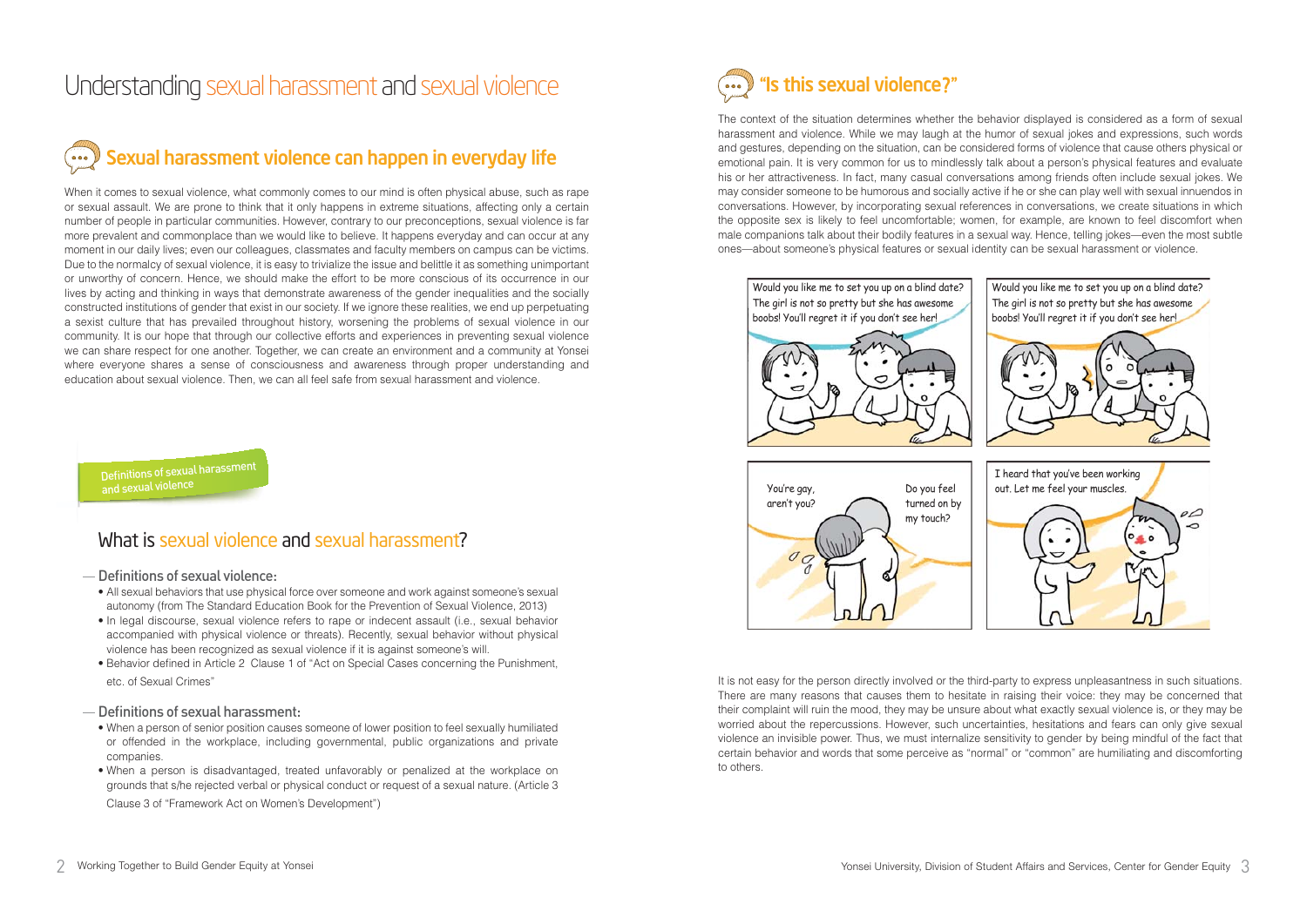# Understanding sexual harassment and sexual violence

## Sexual harassment violence can happen in everyday life

When it comes to sexual violence, what commonly comes to our mind is often physical abuse, such as rape or sexual assault. We are prone to think that it only happens in extreme situations, affecting only a certain number of people in particular communities. However, contrary to our preconceptions, sexual violence is far more prevalent and commonplace than we would like to believe. It happens everyday and can occur at any moment in our daily lives; even our colleagues, classmates and faculty members on campus can be victims. Due to the normalcy of sexual violence, it is easy to trivialize the issue and belittle it as something unimportant or unworthy of concern. Hence, we should make the effort to be more conscious of its occurrence in our lives by acting and thinking in ways that demonstrate awareness of the gender inequalities and the socially constructed institutions of gender that exist in our society. If we ignore these realities, we end up perpetuating a sexist culture that has prevailed throughout history, worsening the problems of sexual violence in our community. It is our hope that through our collective efforts and experiences in preventing sexual violence we can share respect for one another. Together, we can create an environment and a community at Yonsei where everyone shares a sense of consciousness and awareness through proper understanding and education about sexual violence. Then, we can all feel safe from sexual harassment and violence.

**Definitions of sexual harassment and sexual violence**

### What is sexual violence and sexual harassment?

— Definitions of sexual violence:

- All sexual behaviors that use physical force over someone and work against someone's sexual autonomy (from The Standard Education Book for the Prevention of Sexual Violence, 2013)
- In legal discourse, sexual violence refers to rape or indecent assault (i.e., sexual behavior accompanied with physical violence or threats). Recently, sexual behavior without physical violence has been recognized as sexual violence if it is against someone's will.
- Behavior defined in Article 2 Clause 1 of "Act on Special Cases concerning the Punishment, etc. of Sexual Crimes"

— Definitions of sexual harassment:

- When a person of senior position causes someone of lower position to feel sexually humiliated or offended in the workplace, including governmental, public organizations and private companies.
- When a person is disadvantaged, treated unfavorably or penalized at the workplace on grounds that s/he rejected verbal or physical conduct or request of a sexual nature. (Article 3 Clause 3 of "Framework Act on Women's Development")

## "Is this sexual violence?"

The context of the situation determines whether the behavior displayed is considered as a form of sexual harassment and violence. While we may laugh at the humor of sexual jokes and expressions, such words and gestures, depending on the situation, can be considered forms of violence that cause others physical or emotional pain. It is very common for us to mindlessly talk about a person's physical features and evaluate his or her attractiveness. In fact, many casual conversations among friends often include sexual jokes. We may consider someone to be humorous and socially active if he or she can play well with sexual innuendos in conversations. However, by incorporating sexual references in conversations, we create situations in which the opposite sex is likely to feel uncomfortable; women, for example, are known to feel discomfort when male companions talk about their bodily features in a sexual way. Hence, telling jokes—even the most subtle ones—about someone's physical features or sexual identity can be sexual harassment or violence.

It is not easy for the person directly involved or the third-party to express unpleasantness in such situations. There are many reasons that causes them to hesitate in raising their voice: they may be concerned that their complaint will ruin the mood, they may be unsure about what exactly sexual violence is, or they may be worried about the repercussions. However, such uncertainties, hesitations and fears can only give sexual violence an invisible power. Thus, we must internalize sensitivity to gender by being mindful of the fact that certain behavior and words that some perceive as "normal" or "common" are humiliating and discomforting to others.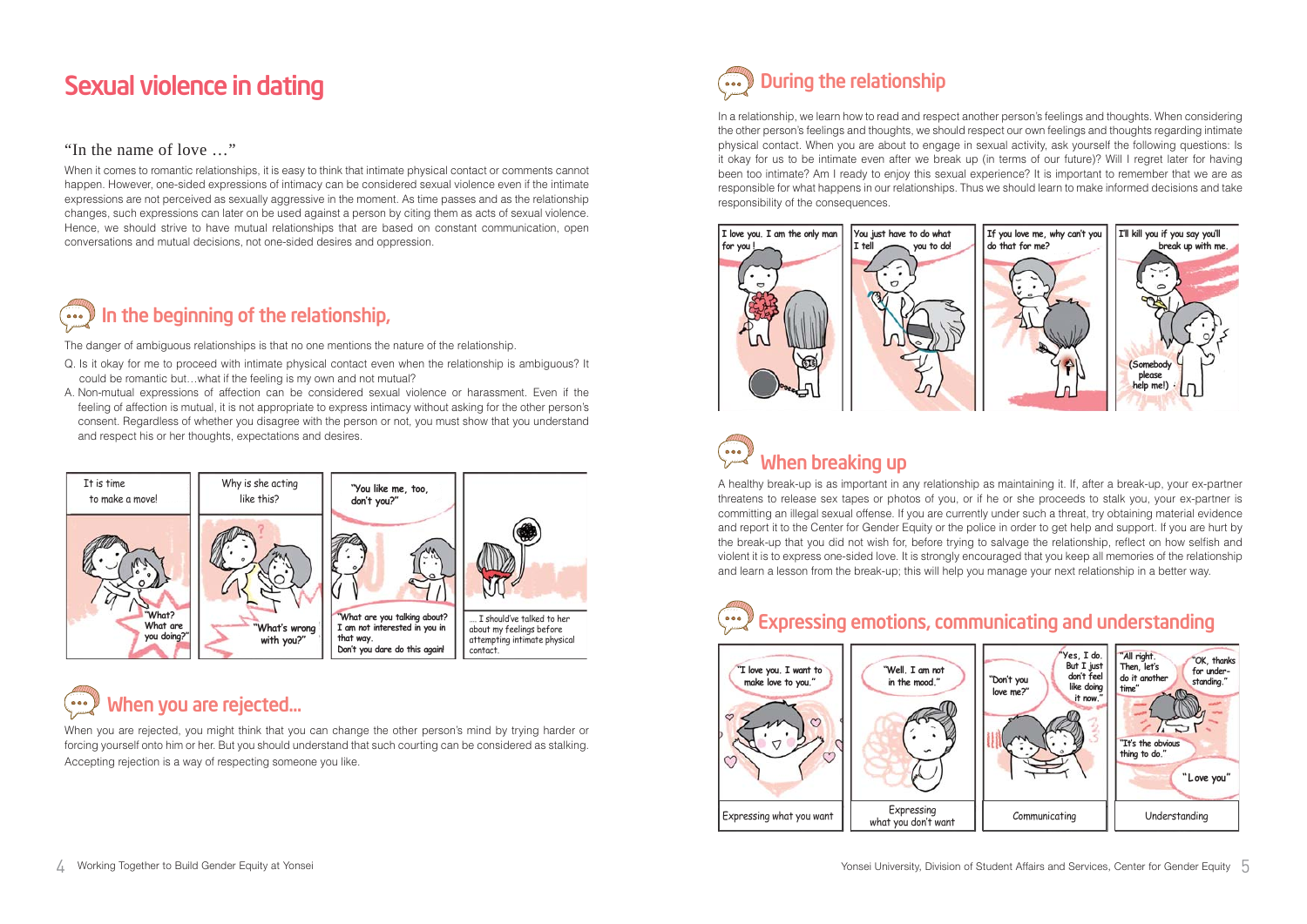# Sexual violence in dating

### "In the name of love …"

When it comes to romantic relationships, it is easy to think that intimate physical contact or comments cannot happen. However, one-sided expressions of intimacy can be considered sexual violence even if the intimate expressions are not perceived as sexually aggressive in the moment. As time passes and as the relationship changes, such expressions can later on be used against a person by citing them as acts of sexual violence. Hence, we should strive to have mutual relationships that are based on constant communication, open conversations and mutual decisions, not one-sided desires and oppression.

## In the beginning of the relationship,

The danger of ambiguous relationships is that no one mentions the nature of the relationship.

Q. Is it okay for me to proceed with intimate physical contact even when the relationship is ambiguous? It could be romantic but…what if the feeling is my own and not mutual?

A. Non-mutual expressions of affection can be considered sexual violence or harassment. Even if the feeling of affection is mutual, it is not appropriate to express intimacy without asking for the other person's consent. Regardless of whether you disagree with the person or not, you must show that you understand and respect his or her thoughts, expectations and desires.

## When you are rejected...

When you are rejected, you might think that you can change the other person's mind by trying harder or forcing yourself onto him or her. But you should understand that such courting can be considered as stalking. Accepting rejection is a way of respecting someone you like.

## During the relationship

In a relationship, we learn how to read and respect another person's feelings and thoughts. When considering the other person's feelings and thoughts, we should respect our own feelings and thoughts regarding intimate physical contact. When you are about to engage in sexual activity, ask yourself the following questions: Is it okay for us to be intimate even after we break up (in terms of our future)? Will I regret later for having been too intimate? Am I ready to enjoy this sexual experience? It is important to remember that we are as responsible for what happens in our relationships. Thus we should learn to make informed decisions and take responsibility of the consequences.

## When breaking up

A healthy break-up is as important in any relationship as maintaining it. If, after a break-up, your ex-partner threatens to release sex tapes or photos of you, or if he or she proceeds to stalk you, your ex-partner is committing an illegal sexual offense. If you are currently under such a threat, try obtaining material evidence and report it to the Center for Gender Equity or the police in order to get help and support. If you are hurt by the break-up that you did not wish for, before trying to salvage the relationship, reflect on how selfish and violent it is to express one-sided love. It is strongly encouraged that you keep all memories of the relationship and learn a lesson from the break-up; this will help you manage your next relationship in a better way.

## Expressing emotions, communicating and understanding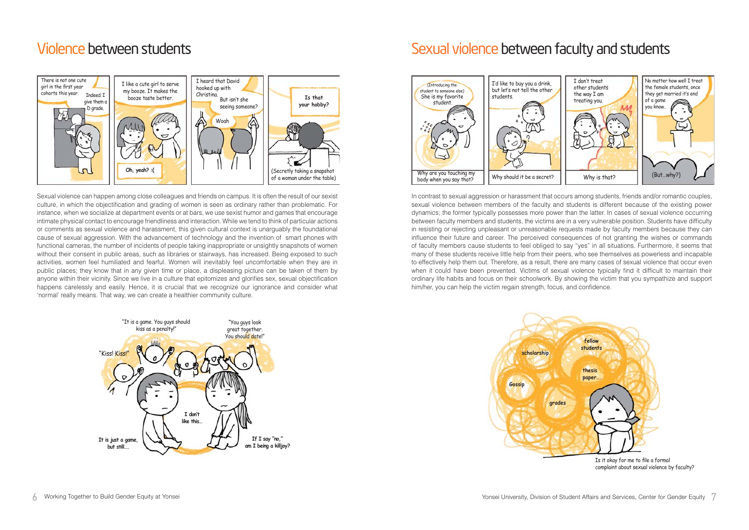# Violence between students

Sexual violence can happen among close colleagues and friends on campus. It is often the result of our sexist culture, in which the objectification and grading of women is seen as ordinary rather than problematic. For instance, when we socialize at department events or at bars, we use sexist humor and games that encourage intimate physical contact to encourage friendliness and interaction. While we tend to think of particular actions or comments as sexual violence and harassment, this given cultural context is unarguably the foundational cause of sexual aggression. With the advancement of technology and the invention of smart phones with functional cameras, the number of incidents of people taking inappropriate or unsightly snapshots of women without their consent in public areas, such as libraries or stairways, has increased. Being exposed to such activities, women feel humiliated and fearful. Women will inevitably feel uncomfortable when they are in public places; they know that in any given time or place, a displeasing picture can be taken of them by anyone within their vicinity. Since we live in a culture that epitomizes and glorifies sex, sexual objectification happens carelessly and easily. Hence, it is crucial that we recognize our ignorance and consider what 'normal' really means. That way, we can create a healthier community culture.

# Sexual violence between faculty and students

In contrast to sexual aggression or harassment that occurs among students, friends and/or romantic couples, sexual violence between members of the faculty and students is different because of the existing power dynamics; the former typically possesses more power than the latter. In cases of sexual violence occurring between faculty members and students, the victims are in a very vulnerable position. Students have difficulty in resisting or rejecting unpleasant or unreasonable requests made by faculty members because they can influence their future and career. The perceived consequences of not granting the wishes or commands of faculty members cause students to feel obliged to say "yes" in all situations. Furthermore, it seems that many of these students receive little help from their peers, who see themselves as powerless and incapable to effectively help them out. Therefore, as a result, there are many cases of sexual violence that occur even when it could have been prevented. Victims of sexual violence typically find it difficult to maintain their ordinary life habits and focus on their schoolwork. By showing the victim that you sympathize and support him/her, you can help the victim regain strength, focus, and confidence.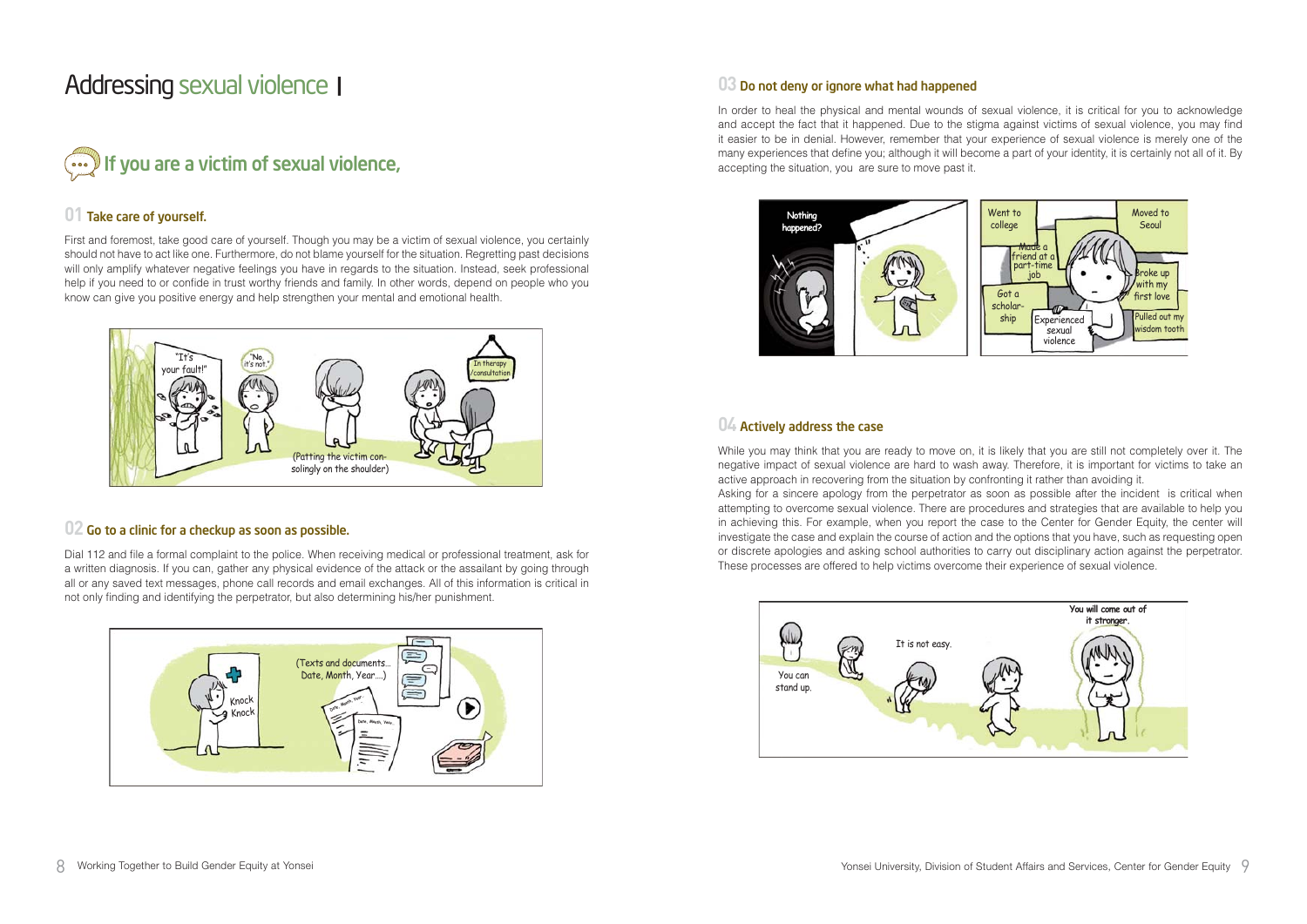# Addressing sexual violence

## If you are a victim of sexual violence,

### 01 Take care of yourself.

First and foremost, take good care of yourself. Though you may be a victim of sexual violence, you certainly should not have to act like one. Furthermore, do not blame yourself for the situation. Regretting past decisions will only amplify whatever negative feelings you have in regards to the situation. Instead, seek professional help if you need to or confide in trust worthy friends and family. In other words, depend on people who you know can give you positive energy and help strengthen your mental and emotional health.

### 02 Go to a clinic for a checkup as soon as possible.

Dial 112 and file a formal complaint to the police. When receiving medical or professional treatment, ask for a written diagnosis. If you can, gather any physical evidence of the attack or the assailant by going through all or any saved text messages, phone call records and email exchanges. All of this information is critical in not only finding and identifying the perpetrator, but also determining his/her punishment.

### 03 Do not deny or ignore what had happened

In order to heal the physical and mental wounds of sexual violence, it is critical for you to acknowledge and accept the fact that it happened. Due to the stigma against victims of sexual violence, you may find it easier to be in denial. However, remember that your experience of sexual violence is merely one of the many experiences that define you; although it will become a part of your identity, it is certainly not all of it. By accepting the situation, you are sure to move past it.

### 04 Actively address the case

While you may think that you are ready to move on, it is likely that you are still not completely over it. The negative impact of sexual violence are hard to wash away. Therefore, it is important for victims to take an active approach in recovering from the situation by confronting it rather than avoiding it.

Asking for a sincere apology from the perpetrator as soon as possible after the incident is critical when attempting to overcome sexual violence. There are procedures and strategies that are available to help you in achieving this. For example, when you report the case to the Center for Gender Equity, the center will investigate the case and explain the course of action and the options that you have, such as requesting open or discrete apologies and asking school authorities to carry out disciplinary action against the perpetrator. These processes are offered to help victims overcome their experience of sexual violence.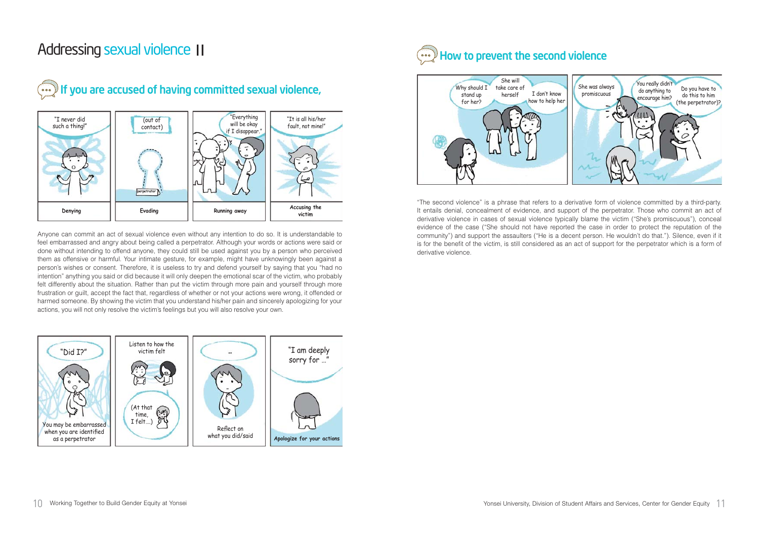# Addressing sexual violence II

## If you are accused of having committed sexual violence,

| Denying | Evading | Running away | Accusing the victim |
|---|---|---|---|
| "I never did such a thing!" | (out of contact) | "Everything will be okay if I disappear." | "It is all his/her fault, not mine!" |

Anyone can commit an act of sexual violence even without any intention to do so. It is understandable to feel embarrassed and angry about being called a perpetrator. Although your words or actions were said or done without intending to offend anyone, they could still be used against you by a person who perceived them as offensive or harmful. Your intimate gesture, for example, might have unknowingly been against a person's wishes or consent. Therefore, it is useless to try and defend yourself by saying that you "had no intention" anything you said or did because it will only deepen the emotional scar of the victim, who probably felt differently about the situation. Rather than put the victim through more pain and yourself through more frustration or guilt, accept the fact that, regardless of whether or not your actions were wrong, it offended or harmed someone. By showing the victim that you understand his/her pain and sincerely apologizing for your actions, you will not only resolve the victim's feelings but you will also resolve your own.

| "Did I?" | Listen to how the victim felt | ... | "I am deeply sorry for ..." |
|---|---|---|---|
| You may be embarrassed when you are identified as a perpetrator | (At that time, I felt....) | Reflect on what you did/said | Apologize for your actions |

## How to prevent the second violence

"Why should I stand up for her?" "She will take care of herself" "I don't know how to help her"

"She was always promiscuous" "You really didn't do anything to encourage him?" "Do you have to do this to him (the perpetrator)?"

"The second violence" is a phrase that refers to a derivative form of violence committed by a third-party. It entails denial, concealment of evidence, and support of the perpetrator. Those who commit an act of derivative violence in cases of sexual violence typically blame the victim ("She's promiscuous"), conceal evidence of the case ("She should not have reported the case in order to protect the reputation of the community") and support the assaulters ("He is a decent person. He wouldn't do that."). Silence, even if it is for the benefit of the victim, is still considered as an act of support for the perpetrator which is a form of derivative violence.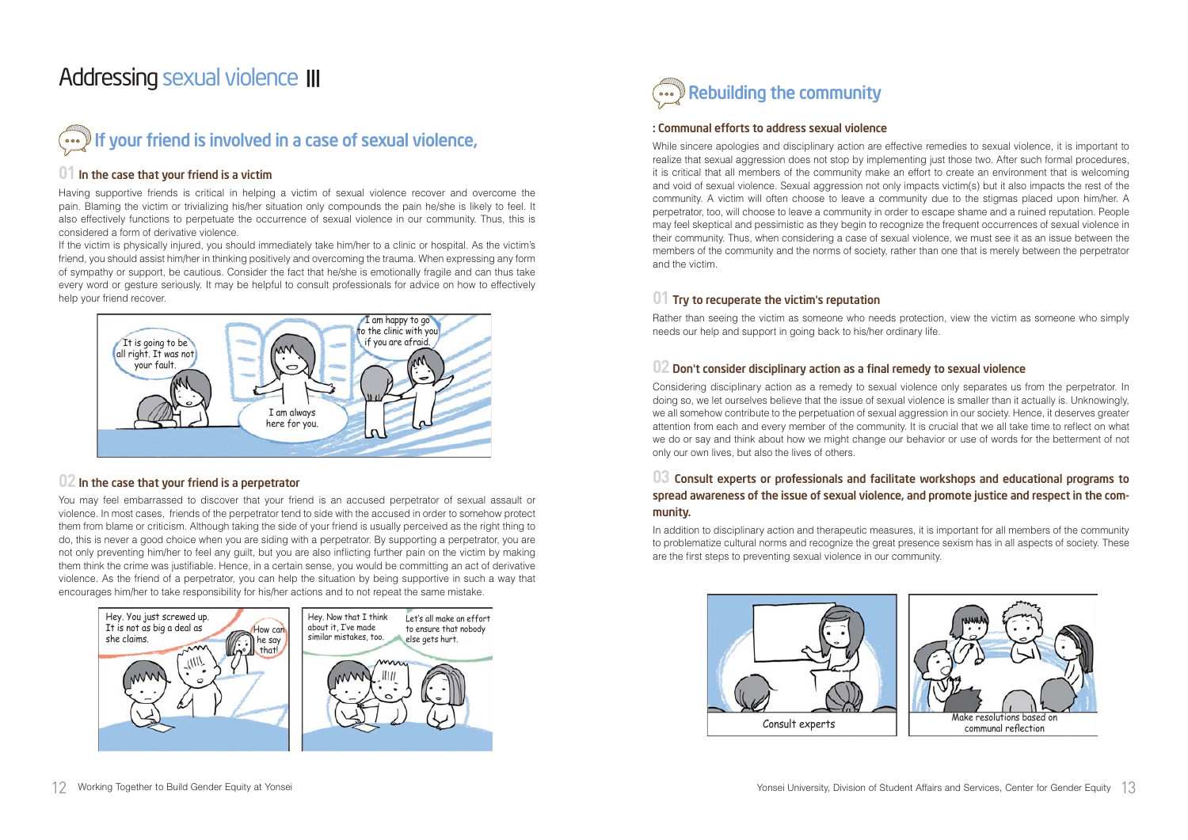# Addressing sexual violence III

## If your friend is involved in a case of sexual violence,

### 01 In the case that your friend is a victim

Having supportive friends is critical in helping a victim of sexual violence recover and overcome the pain. Blaming the victim or trivializing his/her situation only compounds the pain he/she is likely to feel. It also effectively functions to perpetuate the occurrence of sexual violence in our community. Thus, this is considered a form of derivative violence.

If the victim is physically injured, you should immediately take him/her to a clinic or hospital. As the victim's friend, you should assist him/her in thinking positively and overcoming the trauma. When expressing any form of sympathy or support, be cautious. Consider the fact that he/she is emotionally fragile and can thus take every word or gesture seriously. It may be helpful to consult professionals for advice on how to effectively help your friend recover.

### 02 In the case that your friend is a perpetrator

You may feel embarrassed to discover that your friend is an accused perpetrator of sexual assault or violence. In most cases, friends of the perpetrator tend to side with the accused in order to somehow protect them from blame or criticism. Although taking the side of your friend is usually perceived as the right thing to do, this is never a good choice when you are siding with a perpetrator. By supporting a perpetrator, you are not only preventing him/her to feel any guilt, but you are also inflicting further pain on the victim by making them think the crime was justifiable. Hence, in a certain sense, you would be committing an act of derivative violence. As the friend of a perpetrator, you can help the situation by being supportive in such a way that encourages him/her to take responsibility for his/her actions and to not repeat the same mistake.

## Rebuilding the community

### : Communal efforts to address sexual violence

While sincere apologies and disciplinary action are effective remedies to sexual violence, it is important to realize that sexual aggression does not stop by implementing just those two. After such formal procedures, it is critical that all members of the community make an effort to create an environment that is welcoming and void of sexual violence. Sexual aggression not only impacts victim(s) but it also impacts the rest of the community. A victim will often choose to leave a community due to the stigmas placed upon him/her. A perpetrator, too, will choose to leave a community in order to escape shame and a ruined reputation. People may feel skeptical and pessimistic as they begin to recognize the frequent occurrences of sexual violence in their community. Thus, when considering a case of sexual violence, we must see it as an issue between the members of the community and the norms of society, rather than one that is merely between the perpetrator and the victim.

### 01 Try to recuperate the victim's reputation

Rather than seeing the victim as someone who needs protection, view the victim as someone who simply needs our help and support in going back to his/her ordinary life.

### 02 Don't consider disciplinary action as a final remedy to sexual violence

Considering disciplinary action as a remedy to sexual violence only separates us from the perpetrator. In doing so, we let ourselves believe that the issue of sexual violence is smaller than it actually is. Unknowingly, we all somehow contribute to the perpetuation of sexual aggression in our society. Hence, it deserves greater attention from each and every member of the community. It is crucial that we all take time to reflect on what we do or say and think about how we might change our behavior or use of words for the betterment of not only our own lives, but also the lives of others.

### 03 Consult experts or professionals and facilitate workshops and educational programs to spread awareness of the issue of sexual violence, and promote justice and respect in the community.

In addition to disciplinary action and therapeutic measures, it is important for all members of the community to problematize cultural norms and recognize the great presence sexism has in all aspects of society. These are the first steps to preventing sexual violence in our community.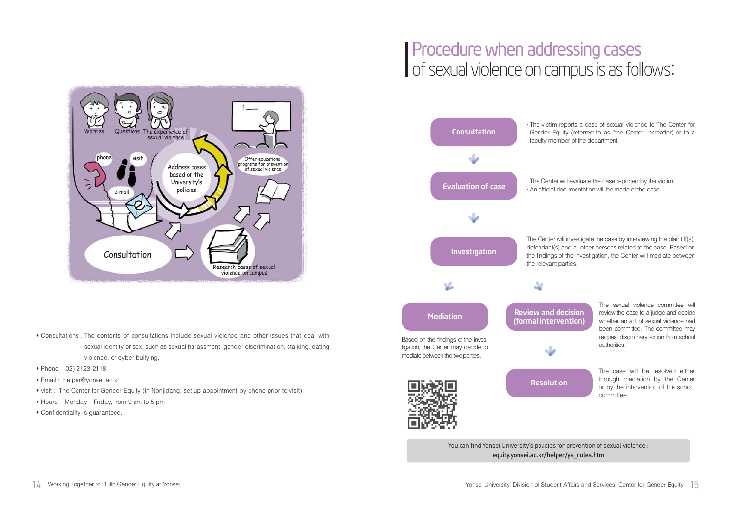Worries

Questions

The experience of sexual violence

phone

visit

e-mail

Address cases based on the University's policies

Offer educational programs for prevention of sexual violence

Consultation

Research cases of sexual violence on campus

- Consultations : The contents of consultations include sexual violence and other issues that deal with sexual identity or sex, such as sexual harassment, gender discrimination, stalking, dating violence, or cyber bullying.
- Phone : 02) 2123-2118
- Email : helper@yonsei.ac.kr
- visit : The Center for Gender Equity (in Nonjidang; set up appointment by phone prior to visit)
- Hours : Monday – Friday, from 9 am to 5 pm
- Confidentiality is guaranteed.

# Procedure when addressing cases of sexual violence on campus is as follows:

**Consultation**

· The victim reports a case of sexual violence to The Center for Gender Equity (referred to as "the Center" hereafter) or to a faculty member of the department.

**Evaluation of case**

· The Center will evaluate the case reported by the victim.
· An official documentation will be made of the case.

**Investigation**

The Center will investigate the case by interviewing the plaintiff(s), defendant(s) and all other persons related to the case. Based on the findings of the investigation, the Center will mediate between the relevant parties.

**Mediation**

Based on the findings of the investigation, the Center may decide to mediate between the two parties.

**Review and decision (formal intervention)**

The sexual violence committee will review the case to a judge and decide whether an act of sexual violence had been committed. The committee may request disciplinary action from school authorities.

**Resolution**

The case will be resolved either through mediation by the Center or by the intervention of the school committee.

You can find Yonsei University's policies for prevention of sexual violence :
equity.yonsei.ac.kr/helper/ys_rules.htm